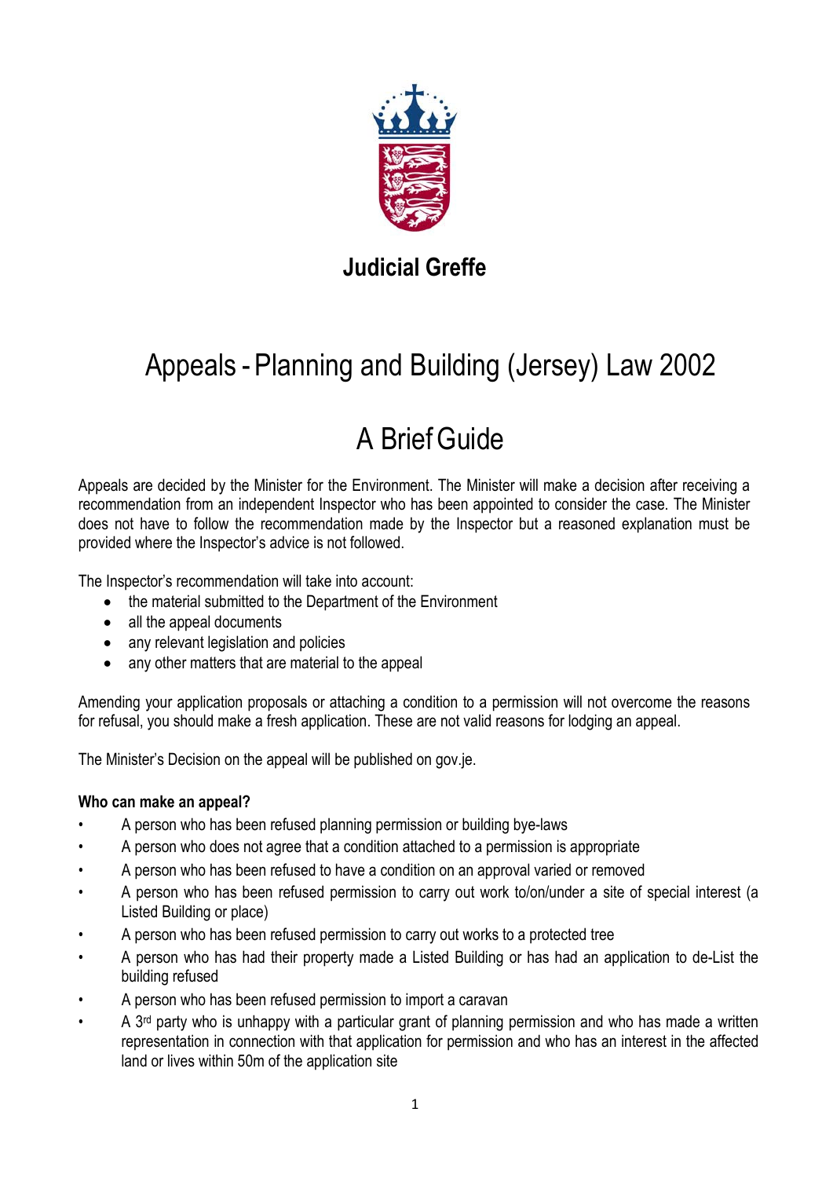**Judicial Greffe**

# Appeals - Planning and Building (Jersey) Law 2002

## A Brief Guide

Appeals are decided by the Minister for the Environment. The Minister will make a decision after receiving a recommendation from an independent Inspector who has been appointed to consider the case. The Minister does not have to follow the recommendation made by the Inspector but a reasoned explanation must be provided where the Inspector's advice is not followed.

The Inspector's recommendation will take into account:

- the material submitted to the Department of the Environment
- all the appeal documents
- any relevant legislation and policies
- any other matters that are material to the appeal

Amending your application proposals or attaching a condition to a permission will not overcome the reasons for refusal, you should make a fresh application. These are not valid reasons for lodging an appeal.

The Minister's Decision on the appeal will be published on gov.je.

**Who can make an appeal?**

- A person who has been refused planning permission or building bye-laws
- A person who does not agree that a condition attached to a permission is appropriate
- A person who has been refused to have a condition on an approval varied or removed
- A person who has been refused permission to carry out work to/on/under a site of special interest (a Listed Building or place)
- A person who has been refused permission to carry out works to a protected tree
- A person who has had their property made a Listed Building or has had an application to de-List the building refused
- A person who has been refused permission to import a caravan
- A 3rd party who is unhappy with a particular grant of planning permission and who has made a written representation in connection with that application for permission and who has an interest in the affected land or lives within 50m of the application site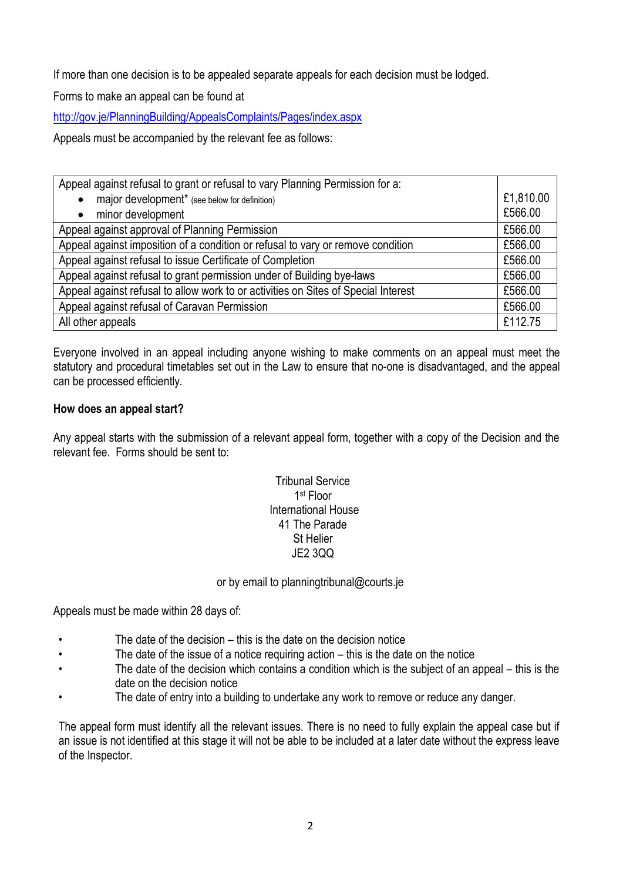If more than one decision is to be appealed separate appeals for each decision must be lodged.

Forms to make an appeal can be found at

[http://gov.je/PlanningBuilding/AppealsComplaints/Pages/index.aspx](http://gov.je/PlanningBuilding/AppealsComplaints/Pages/index.aspx)

Appeals must be accompanied by the relevant fee as follows:

| Appeal | Fee |
|---|---|
| Appeal against refusal to grant or refusal to vary Planning Permission for a:<br>• major development* (see below for definition)<br>• minor development | <br>£1,810.00<br>£566.00 |
| Appeal against approval of Planning Permission | £566.00 |
| Appeal against imposition of a condition or refusal to vary or remove condition | £566.00 |
| Appeal against refusal to issue Certificate of Completion | £566.00 |
| Appeal against refusal to grant permission under of Building bye-laws | £566.00 |
| Appeal against refusal to allow work to or activities on Sites of Special Interest | £566.00 |
| Appeal against refusal of Caravan Permission | £566.00 |
| All other appeals | £112.75 |

Everyone involved in an appeal including anyone wishing to make comments on an appeal must meet the statutory and procedural timetables set out in the Law to ensure that no-one is disadvantaged, and the appeal can be processed efficiently.

**How does an appeal start?**

Any appeal starts with the submission of a relevant appeal form, together with a copy of the Decision and the relevant fee. Forms should be sent to:

Tribunal Service
1st Floor
International House
41 The Parade
St Helier
JE2 3QQ

or by email to planningtribunal@courts.je

Appeals must be made within 28 days of:

- The date of the decision – this is the date on the decision notice
- The date of the issue of a notice requiring action – this is the date on the notice
- The date of the decision which contains a condition which is the subject of an appeal – this is the date on the decision notice
- The date of entry into a building to undertake any work to remove or reduce any danger.

The appeal form must identify all the relevant issues. There is no need to fully explain the appeal case but if an issue is not identified at this stage it will not be able to be included at a later date without the express leave of the Inspector.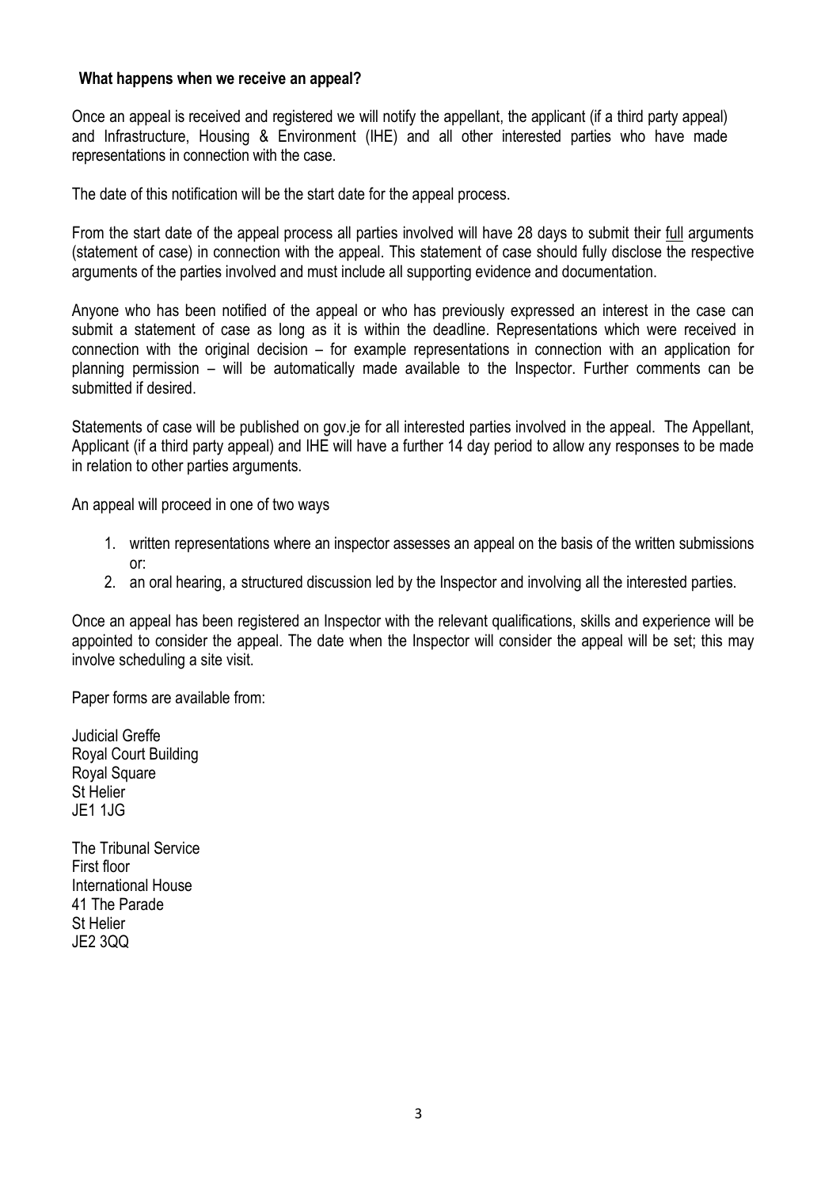## What happens when we receive an appeal?

Once an appeal is received and registered we will notify the appellant, the applicant (if a third party appeal) and Infrastructure, Housing & Environment (IHE) and all other interested parties who have made representations in connection with the case.

The date of this notification will be the start date for the appeal process.

From the start date of the appeal process all parties involved will have 28 days to submit their <u>full</u> arguments (statement of case) in connection with the appeal. This statement of case should fully disclose the respective arguments of the parties involved and must include all supporting evidence and documentation.

Anyone who has been notified of the appeal or who has previously expressed an interest in the case can submit a statement of case as long as it is within the deadline. Representations which were received in connection with the original decision – for example representations in connection with an application for planning permission – will be automatically made available to the Inspector. Further comments can be submitted if desired.

Statements of case will be published on gov.je for all interested parties involved in the appeal. The Appellant, Applicant (if a third party appeal) and IHE will have a further 14 day period to allow any responses to be made in relation to other parties arguments.

An appeal will proceed in one of two ways

1. written representations where an inspector assesses an appeal on the basis of the written submissions or:
2. an oral hearing, a structured discussion led by the Inspector and involving all the interested parties.

Once an appeal has been registered an Inspector with the relevant qualifications, skills and experience will be appointed to consider the appeal. The date when the Inspector will consider the appeal will be set; this may involve scheduling a site visit.

Paper forms are available from:

Judicial Greffe
Royal Court Building
Royal Square
St Helier
JE1 1JG

The Tribunal Service
First floor
International House
41 The Parade
St Helier
JE2 3QQ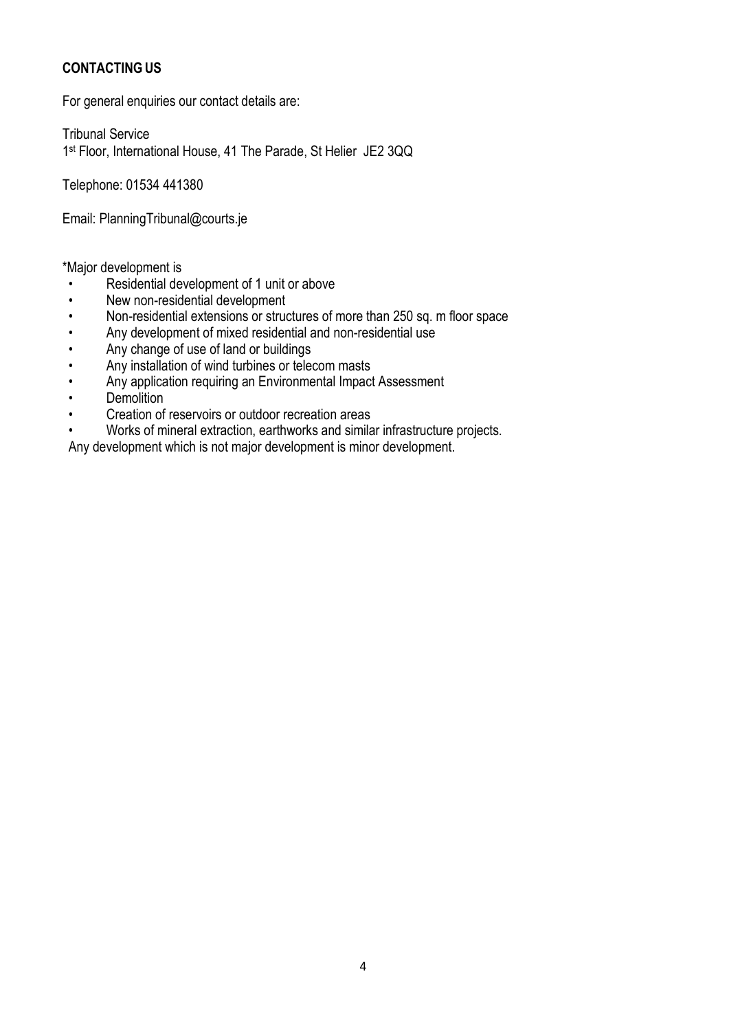## CONTACTING US

For general enquiries our contact details are:

Tribunal Service
1st Floor, International House, 41 The Parade, St Helier JE2 3QQ

Telephone: 01534 441380

Email: PlanningTribunal@courts.je

*Major development is

- Residential development of 1 unit or above
- New non-residential development
- Non-residential extensions or structures of more than 250 sq. m floor space
- Any development of mixed residential and non-residential use
- Any change of use of land or buildings
- Any installation of wind turbines or telecom masts
- Any application requiring an Environmental Impact Assessment
- Demolition
- Creation of reservoirs or outdoor recreation areas
- Works of mineral extraction, earthworks and similar infrastructure projects.

Any development which is not major development is minor development.